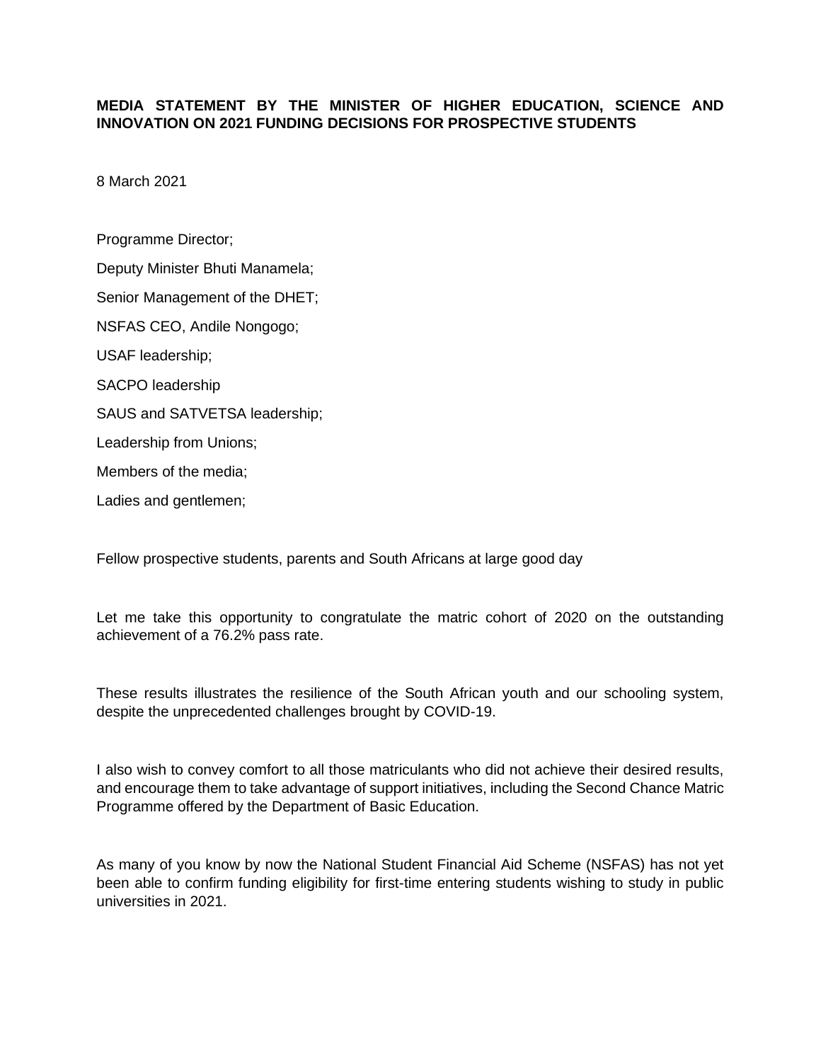**MEDIA STATEMENT BY THE MINISTER OF HIGHER EDUCATION, SCIENCE AND INNOVATION ON 2021 FUNDING DECISIONS FOR PROSPECTIVE STUDENTS**

8 March 2021

Programme Director;

Deputy Minister Bhuti Manamela;

Senior Management of the DHET;

NSFAS CEO, Andile Nongogo;

USAF leadership;

SACPO leadership

SAUS and SATVETSA leadership;

Leadership from Unions;

Members of the media;

Ladies and gentlemen;

Fellow prospective students, parents and South Africans at large good day

Let me take this opportunity to congratulate the matric cohort of 2020 on the outstanding achievement of a 76.2% pass rate.

These results illustrates the resilience of the South African youth and our schooling system, despite the unprecedented challenges brought by COVID-19.

I also wish to convey comfort to all those matriculants who did not achieve their desired results, and encourage them to take advantage of support initiatives, including the Second Chance Matric Programme offered by the Department of Basic Education.

As many of you know by now the National Student Financial Aid Scheme (NSFAS) has not yet been able to confirm funding eligibility for first-time entering students wishing to study in public universities in 2021.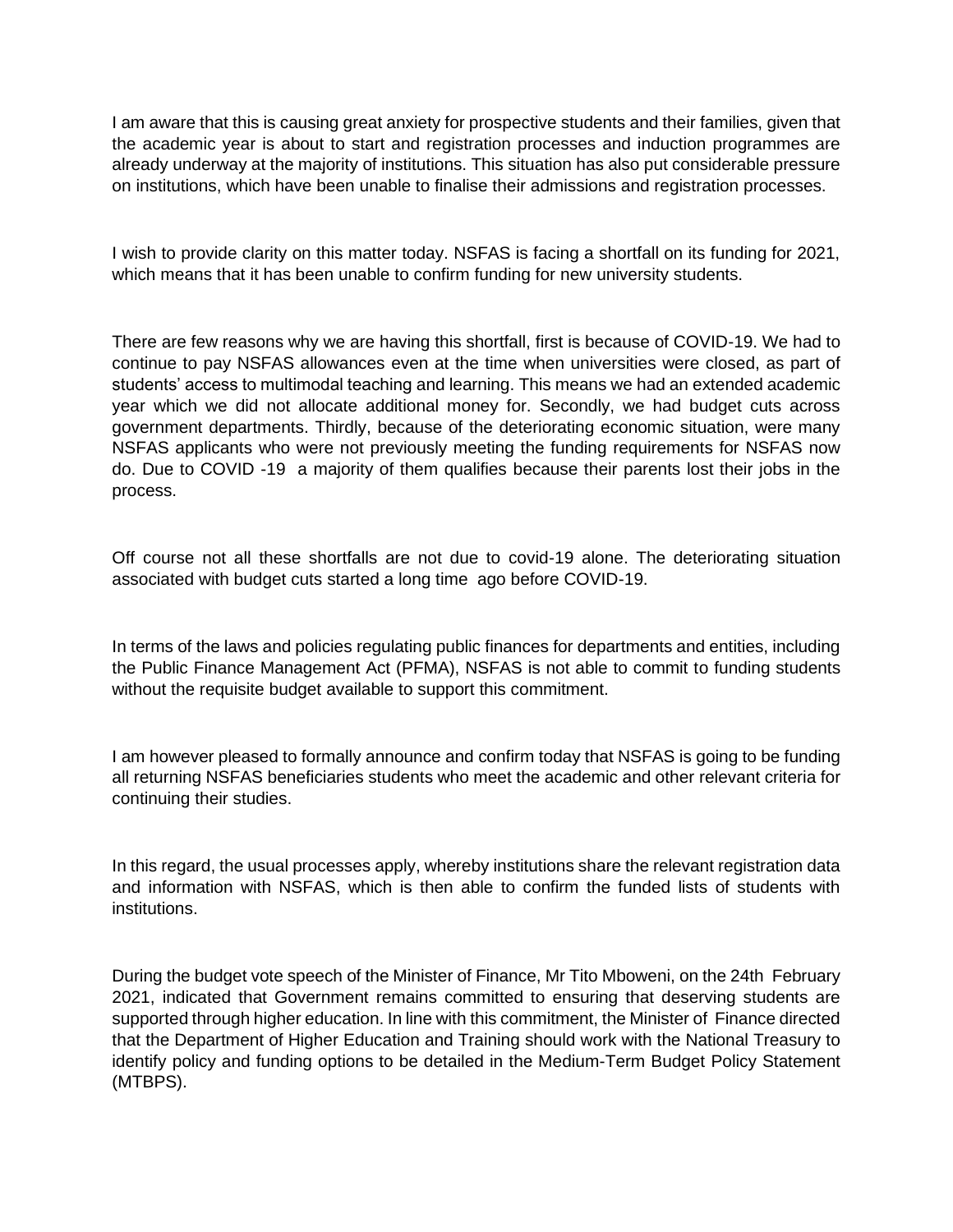I am aware that this is causing great anxiety for prospective students and their families, given that the academic year is about to start and registration processes and induction programmes are already underway at the majority of institutions. This situation has also put considerable pressure on institutions, which have been unable to finalise their admissions and registration processes.

I wish to provide clarity on this matter today. NSFAS is facing a shortfall on its funding for 2021, which means that it has been unable to confirm funding for new university students.

There are few reasons why we are having this shortfall, first is because of COVID-19. We had to continue to pay NSFAS allowances even at the time when universities were closed, as part of students' access to multimodal teaching and learning. This means we had an extended academic year which we did not allocate additional money for. Secondly, we had budget cuts across government departments. Thirdly, because of the deteriorating economic situation, were many NSFAS applicants who were not previously meeting the funding requirements for NSFAS now do. Due to COVID -19 a majority of them qualifies because their parents lost their jobs in the process.

Off course not all these shortfalls are not due to covid-19 alone. The deteriorating situation associated with budget cuts started a long time ago before COVID-19.

In terms of the laws and policies regulating public finances for departments and entities, including the Public Finance Management Act (PFMA), NSFAS is not able to commit to funding students without the requisite budget available to support this commitment.

I am however pleased to formally announce and confirm today that NSFAS is going to be funding all returning NSFAS beneficiaries students who meet the academic and other relevant criteria for continuing their studies.

In this regard, the usual processes apply, whereby institutions share the relevant registration data and information with NSFAS, which is then able to confirm the funded lists of students with institutions.

During the budget vote speech of the Minister of Finance, Mr Tito Mboweni, on the 24th February 2021, indicated that Government remains committed to ensuring that deserving students are supported through higher education. In line with this commitment, the Minister of Finance directed that the Department of Higher Education and Training should work with the National Treasury to identify policy and funding options to be detailed in the Medium-Term Budget Policy Statement (MTBPS).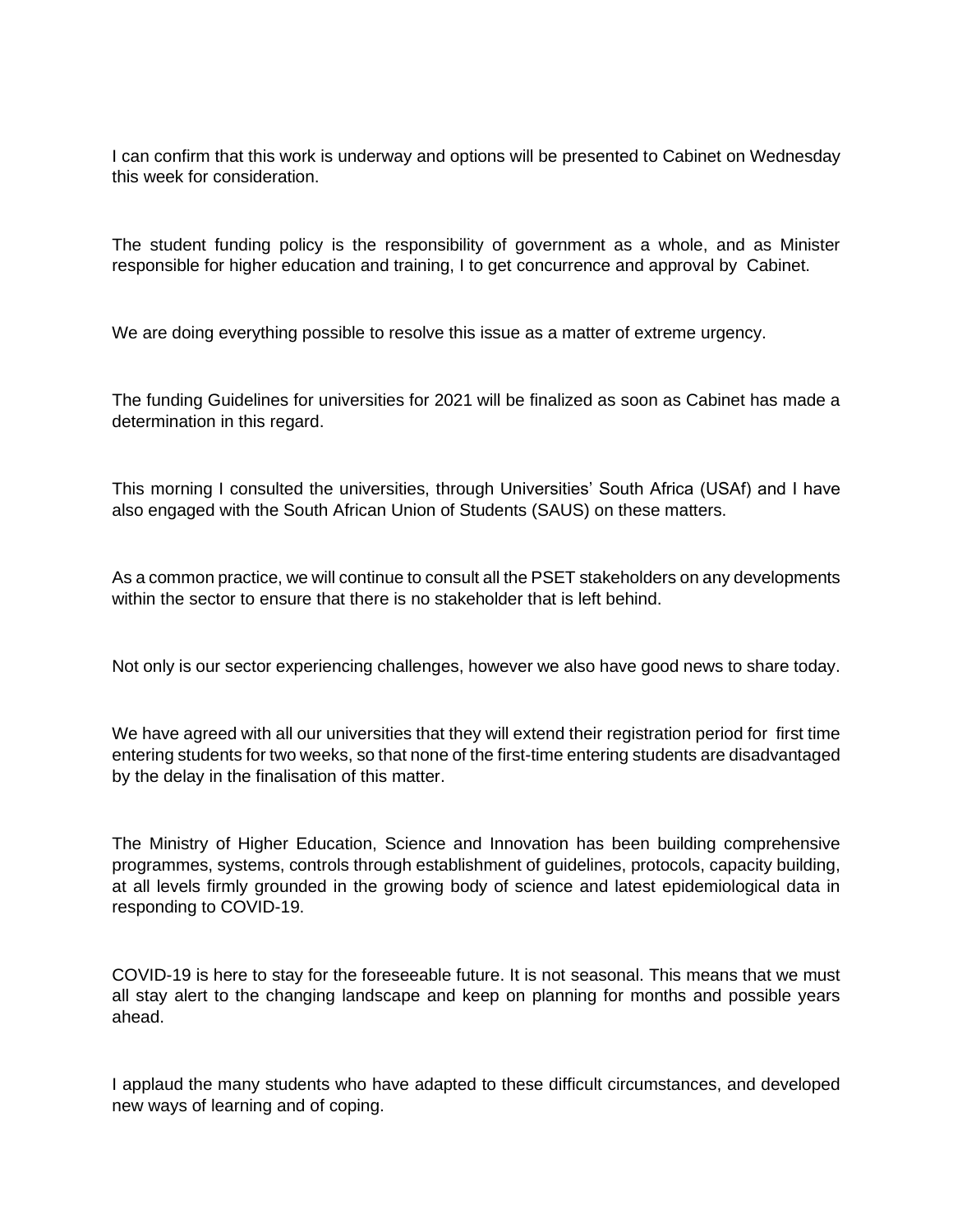I can confirm that this work is underway and options will be presented to Cabinet on Wednesday this week for consideration.

The student funding policy is the responsibility of government as a whole, and as Minister responsible for higher education and training, I to get concurrence and approval by Cabinet.

We are doing everything possible to resolve this issue as a matter of extreme urgency.

The funding Guidelines for universities for 2021 will be finalized as soon as Cabinet has made a determination in this regard.

This morning I consulted the universities, through Universities' South Africa (USAf) and I have also engaged with the South African Union of Students (SAUS) on these matters.

As a common practice, we will continue to consult all the PSET stakeholders on any developments within the sector to ensure that there is no stakeholder that is left behind.

Not only is our sector experiencing challenges, however we also have good news to share today.

We have agreed with all our universities that they will extend their registration period for first time entering students for two weeks, so that none of the first-time entering students are disadvantaged by the delay in the finalisation of this matter.

The Ministry of Higher Education, Science and Innovation has been building comprehensive programmes, systems, controls through establishment of guidelines, protocols, capacity building, at all levels firmly grounded in the growing body of science and latest epidemiological data in responding to COVID-19.

COVID-19 is here to stay for the foreseeable future. It is not seasonal. This means that we must all stay alert to the changing landscape and keep on planning for months and possible years ahead.

I applaud the many students who have adapted to these difficult circumstances, and developed new ways of learning and of coping.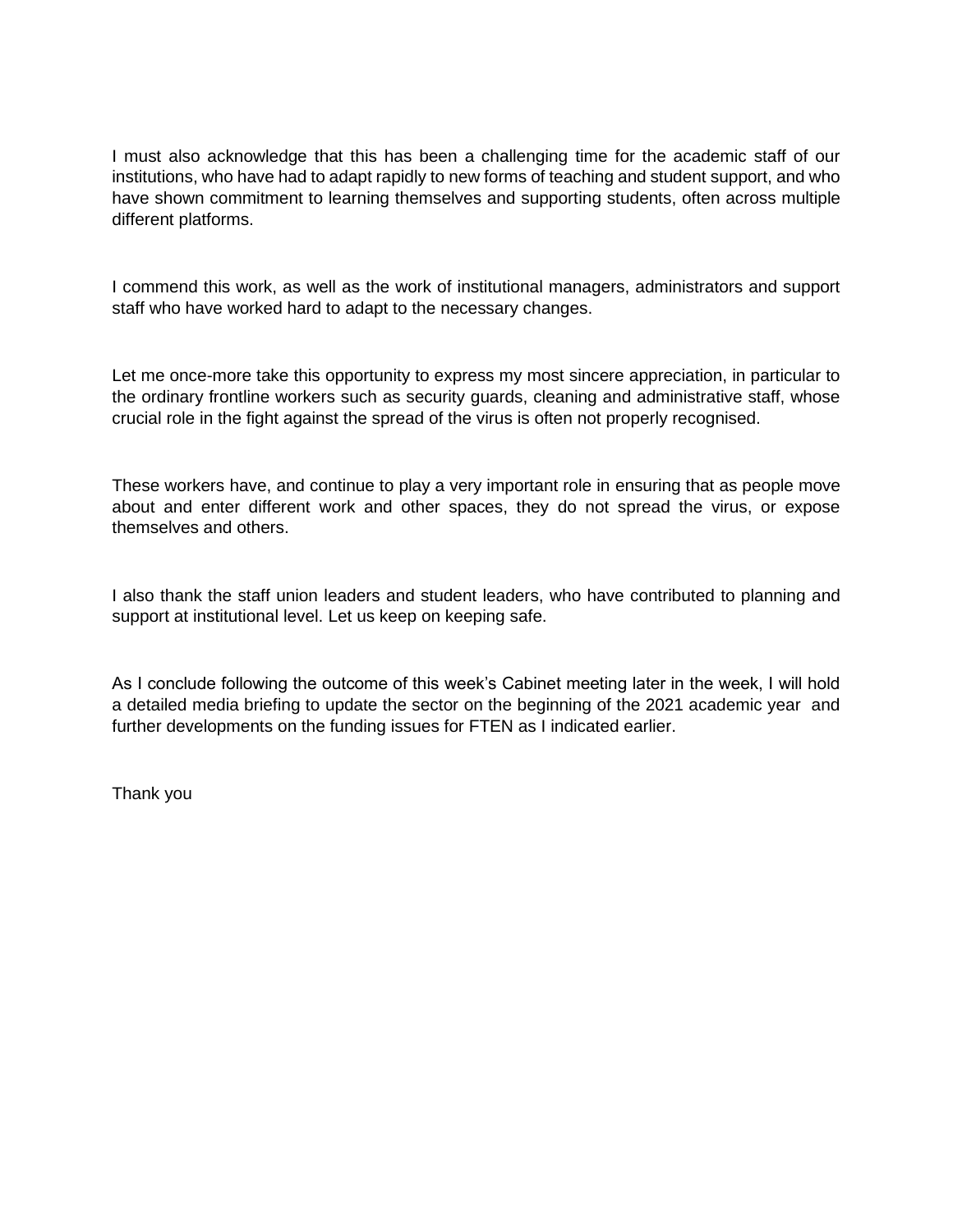I must also acknowledge that this has been a challenging time for the academic staff of our institutions, who have had to adapt rapidly to new forms of teaching and student support, and who have shown commitment to learning themselves and supporting students, often across multiple different platforms.

I commend this work, as well as the work of institutional managers, administrators and support staff who have worked hard to adapt to the necessary changes.

Let me once-more take this opportunity to express my most sincere appreciation, in particular to the ordinary frontline workers such as security guards, cleaning and administrative staff, whose crucial role in the fight against the spread of the virus is often not properly recognised.

These workers have, and continue to play a very important role in ensuring that as people move about and enter different work and other spaces, they do not spread the virus, or expose themselves and others.

I also thank the staff union leaders and student leaders, who have contributed to planning and support at institutional level. Let us keep on keeping safe.

As I conclude following the outcome of this week's Cabinet meeting later in the week, I will hold a detailed media briefing to update the sector on the beginning of the 2021 academic year and further developments on the funding issues for FTEN as I indicated earlier.

Thank you